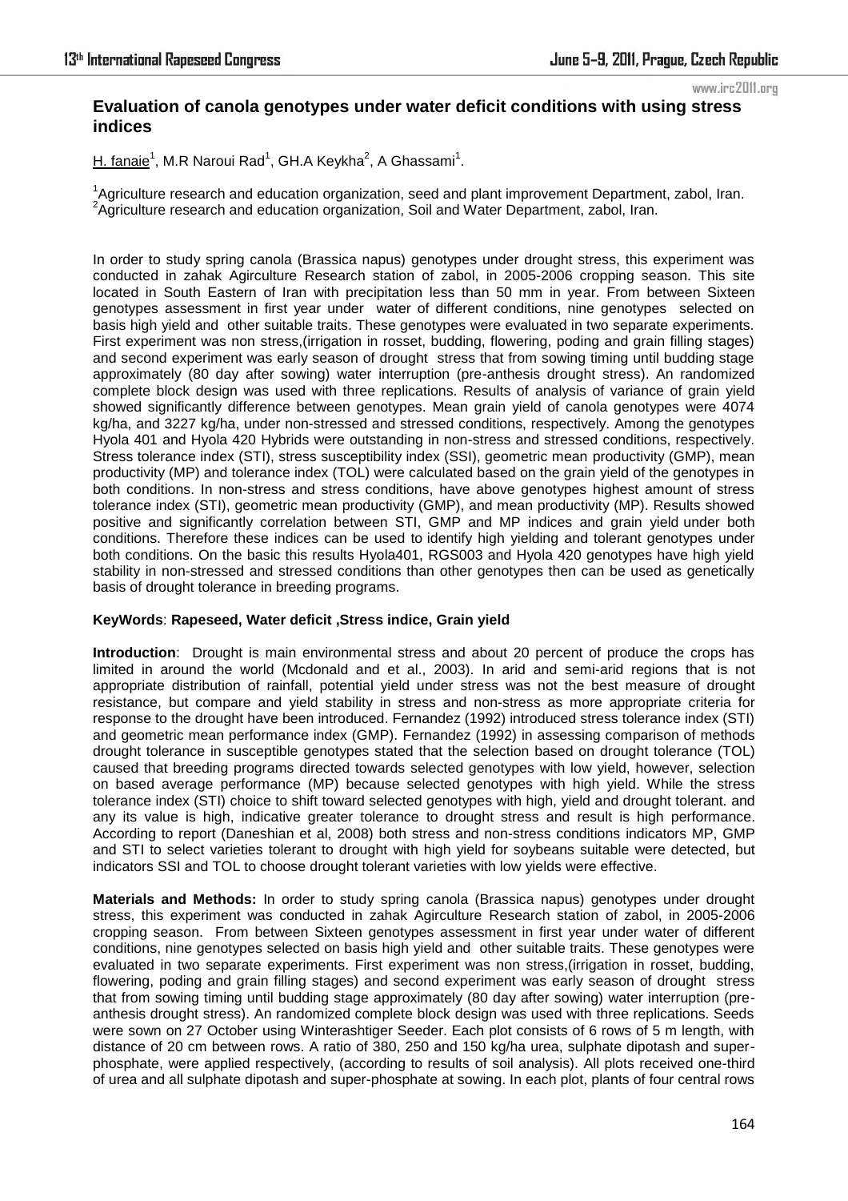# Evaluation of canola genotypes under water deficit conditions with using stress indices

H. fanaie[1], M.R Naroui Rad[1], GH.A Keykha[2], A Ghassami[1].

[1]Agriculture research and education organization, seed and plant improvement Department, zabol, Iran.
[2]Agriculture research and education organization, Soil and Water Department, zabol, Iran.

In order to study spring canola (Brassica napus) genotypes under drought stress, this experiment was conducted in zahak Agirculture Research station of zabol, in 2005-2006 cropping season. This site located in South Eastern of Iran with precipitation less than 50 mm in year. From between Sixteen genotypes assessment in first year under water of different conditions, nine genotypes selected on basis high yield and other suitable traits. These genotypes were evaluated in two separate experiments. First experiment was non stress,(irrigation in rosset, budding, flowering, poding and grain filling stages) and second experiment was early season of drought stress that from sowing timing until budding stage approximately (80 day after sowing) water interruption (pre-anthesis drought stress). An randomized complete block design was used with three replications. Results of analysis of variance of grain yield showed significantly difference between genotypes. Mean grain yield of canola genotypes were 4074 kg/ha, and 3227 kg/ha, under non-stressed and stressed conditions, respectively. Among the genotypes Hyola 401 and Hyola 420 Hybrids were outstanding in non-stress and stressed conditions, respectively. Stress tolerance index (STI), stress susceptibility index (SSI), geometric mean productivity (GMP), mean productivity (MP) and tolerance index (TOL) were calculated based on the grain yield of the genotypes in both conditions. In non-stress and stress conditions, have above genotypes highest amount of stress tolerance index (STI), geometric mean productivity (GMP), and mean productivity (MP). Results showed positive and significantly correlation between STI, GMP and MP indices and grain yield under both conditions. Therefore these indices can be used to identify high yielding and tolerant genotypes under both conditions. On the basic this results Hyola401, RGS003 and Hyola 420 genotypes have high yield stability in non-stressed and stressed conditions than other genotypes then can be used as genetically basis of drought tolerance in breeding programs.

**KeyWords**: **Rapeseed, Water deficit ,Stress indice, Grain yield**

**Introduction**: Drought is main environmental stress and about 20 percent of produce the crops has limited in around the world (Mcdonald and et al., 2003). In arid and semi-arid regions that is not appropriate distribution of rainfall, potential yield under stress was not the best measure of drought resistance, but compare and yield stability in stress and non-stress as more appropriate criteria for response to the drought have been introduced. Fernandez (1992) introduced stress tolerance index (STI) and geometric mean performance index (GMP). Fernandez (1992) in assessing comparison of methods drought tolerance in susceptible genotypes stated that the selection based on drought tolerance (TOL) caused that breeding programs directed towards selected genotypes with low yield, however, selection on based average performance (MP) because selected genotypes with high yield. While the stress tolerance index (STI) choice to shift toward selected genotypes with high, yield and drought tolerant. and any its value is high, indicative greater tolerance to drought stress and result is high performance. According to report (Daneshian et al, 2008) both stress and non-stress conditions indicators MP, GMP and STI to select varieties tolerant to drought with high yield for soybeans suitable were detected, but indicators SSI and TOL to choose drought tolerant varieties with low yields were effective.

**Materials and Methods:** In order to study spring canola (Brassica napus) genotypes under drought stress, this experiment was conducted in zahak Agirculture Research station of zabol, in 2005-2006 cropping season. From between Sixteen genotypes assessment in first year under water of different conditions, nine genotypes selected on basis high yield and other suitable traits. These genotypes were evaluated in two separate experiments. First experiment was non stress,(irrigation in rosset, budding, flowering, poding and grain filling stages) and second experiment was early season of drought stress that from sowing timing until budding stage approximately (80 day after sowing) water interruption (pre-anthesis drought stress). An randomized complete block design was used with three replications. Seeds were sown on 27 October using Winterashtiger Seeder. Each plot consists of 6 rows of 5 m length, with distance of 20 cm between rows. A ratio of 380, 250 and 150 kg/ha urea, sulphate dipotash and super-phosphate, were applied respectively, (according to results of soil analysis). All plots received one-third of urea and all sulphate dipotash and super-phosphate at sowing. In each plot, plants of four central rows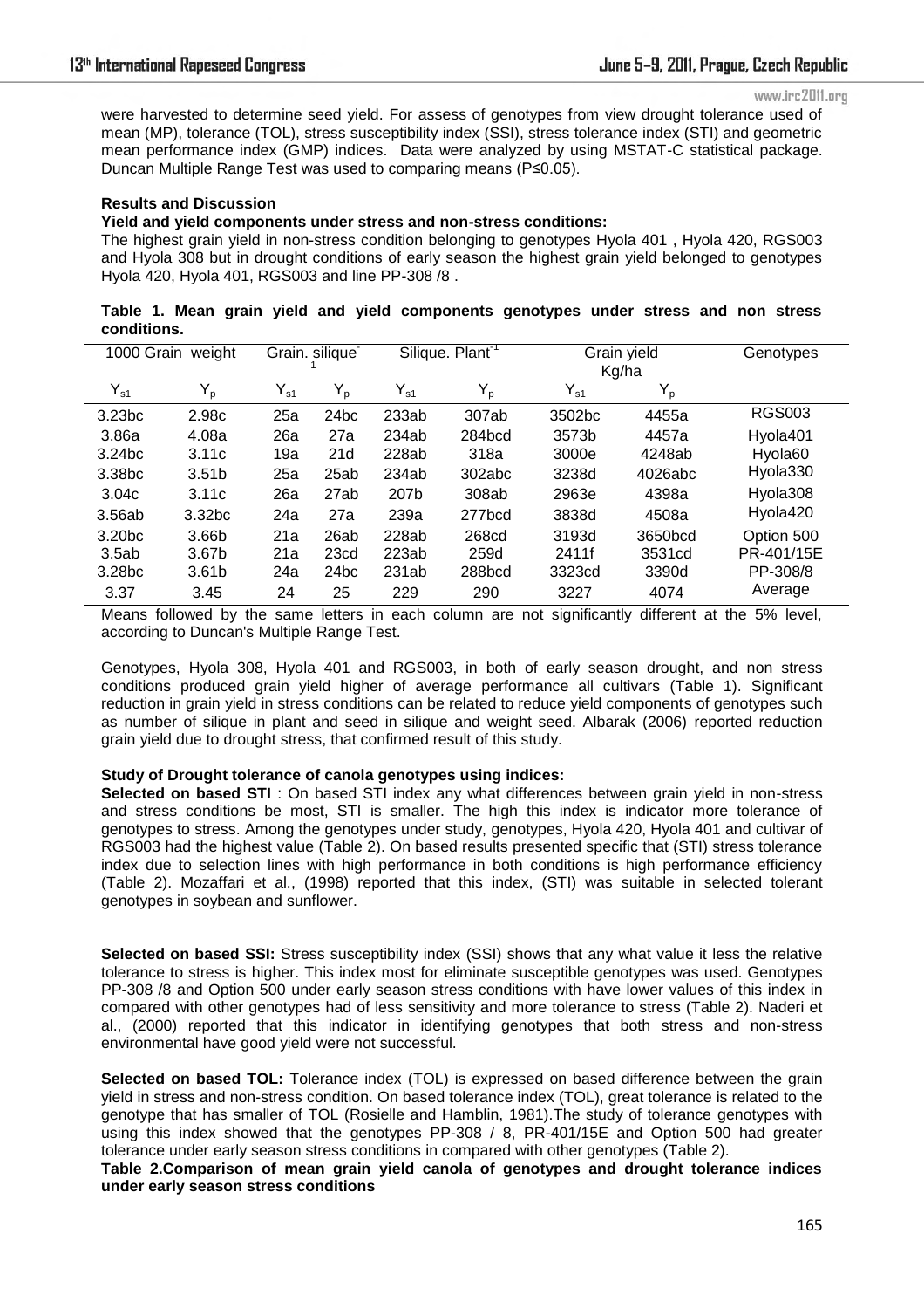were harvested to determine seed yield. For assess of genotypes from view drought tolerance used of mean (MP), tolerance (TOL), stress susceptibility index (SSI), stress tolerance index (STI) and geometric mean performance index (GMP) indices. Data were analyzed by using MSTAT-C statistical package. Duncan Multiple Range Test was used to comparing means (P≤0.05).

**Results and Discussion**

**Yield and yield components under stress and non-stress conditions:**

The highest grain yield in non-stress condition belonging to genotypes Hyola 401 , Hyola 420, RGS003 and Hyola 308 but in drought conditions of early season the highest grain yield belonged to genotypes Hyola 420, Hyola 401, RGS003 and line PP-308 /8 .

**Table 1. Mean grain yield and yield components genotypes under stress and non stress conditions.**

| 1000 Grain weight | | Grain. silique$^{-1}$ | | Silique. Plant$^{-1}$ | | Grain yield Kg/ha | | Genotypes |
|---|---|---|---|---|---|---|---|---|
| $Y_{s1}$ | $Y_p$ | $Y_{s1}$ | $Y_p$ | $Y_{s1}$ | $Y_p$ | $Y_{s1}$ | $Y_p$ | |
| 3.23bc | 2.98c | 25a | 24bc | 233ab | 307ab | 3502bc | 4455a | RGS003 |
| 3.86a | 4.08a | 26a | 27a | 234ab | 284bcd | 3573b | 4457a | Hyola401 |
| 3.24bc | 3.11c | 19a | 21d | 228ab | 318a | 3000e | 4248ab | Hyola60 |
| 3.38bc | 3.51b | 25a | 25ab | 234ab | 302abc | 3238d | 4026abc | Hyola330 |
| 3.04c | 3.11c | 26a | 27ab | 207b | 308ab | 2963e | 4398a | Hyola308 |
| 3.56ab | 3.32bc | 24a | 27a | 239a | 277bcd | 3838d | 4508a | Hyola420 |
| 3.20bc | 3.66b | 21a | 26ab | 228ab | 268cd | 3193d | 3650bcd | Option 500 |
| 3.5ab | 3.67b | 21a | 23cd | 223ab | 259d | 2411f | 3531cd | PR-401/15E |
| 3.28bc | 3.61b | 24a | 24bc | 231ab | 288bcd | 3323cd | 3390d | PP-308/8 |
| 3.37 | 3.45 | 24 | 25 | 229 | 290 | 3227 | 4074 | Average |

Means followed by the same letters in each column are not significantly different at the 5% level, according to Duncan's Multiple Range Test.

Genotypes, Hyola 308, Hyola 401 and RGS003, in both of early season drought, and non stress conditions produced grain yield higher of average performance all cultivars (Table 1). Significant reduction in grain yield in stress conditions can be related to reduce yield components of genotypes such as number of silique in plant and seed in silique and weight seed. Albarak (2006) reported reduction grain yield due to drought stress, that confirmed result of this study.

**Study of Drought tolerance of canola genotypes using indices:**

**Selected on based STI** : On based STI index any what differences between grain yield in non-stress and stress conditions be most, STI is smaller. The high this index is indicator more tolerance of genotypes to stress. Among the genotypes under study, genotypes, Hyola 420, Hyola 401 and cultivar of RGS003 had the highest value (Table 2). On based results presented specific that (STI) stress tolerance index due to selection lines with high performance in both conditions is high performance efficiency (Table 2). Mozaffari et al., (1998) reported that this index, (STI) was suitable in selected tolerant genotypes in soybean and sunflower.

**Selected on based SSI:** Stress susceptibility index (SSI) shows that any what value it less the relative tolerance to stress is higher. This index most for eliminate susceptible genotypes was used. Genotypes PP-308 /8 and Option 500 under early season stress conditions with have lower values of this index in compared with other genotypes had of less sensitivity and more tolerance to stress (Table 2). Naderi et al., (2000) reported that this indicator in identifying genotypes that both stress and non-stress environmental have good yield were not successful.

**Selected on based TOL:** Tolerance index (TOL) is expressed on based difference between the grain yield in stress and non-stress condition. On based tolerance index (TOL), great tolerance is related to the genotype that has smaller of TOL (Rosielle and Hamblin, 1981).The study of tolerance genotypes with using this index showed that the genotypes PP-308 / 8, PR-401/15E and Option 500 had greater tolerance under early season stress conditions in compared with other genotypes (Table 2).

**Table 2.Comparison of mean grain yield canola of genotypes and drought tolerance indices under early season stress conditions**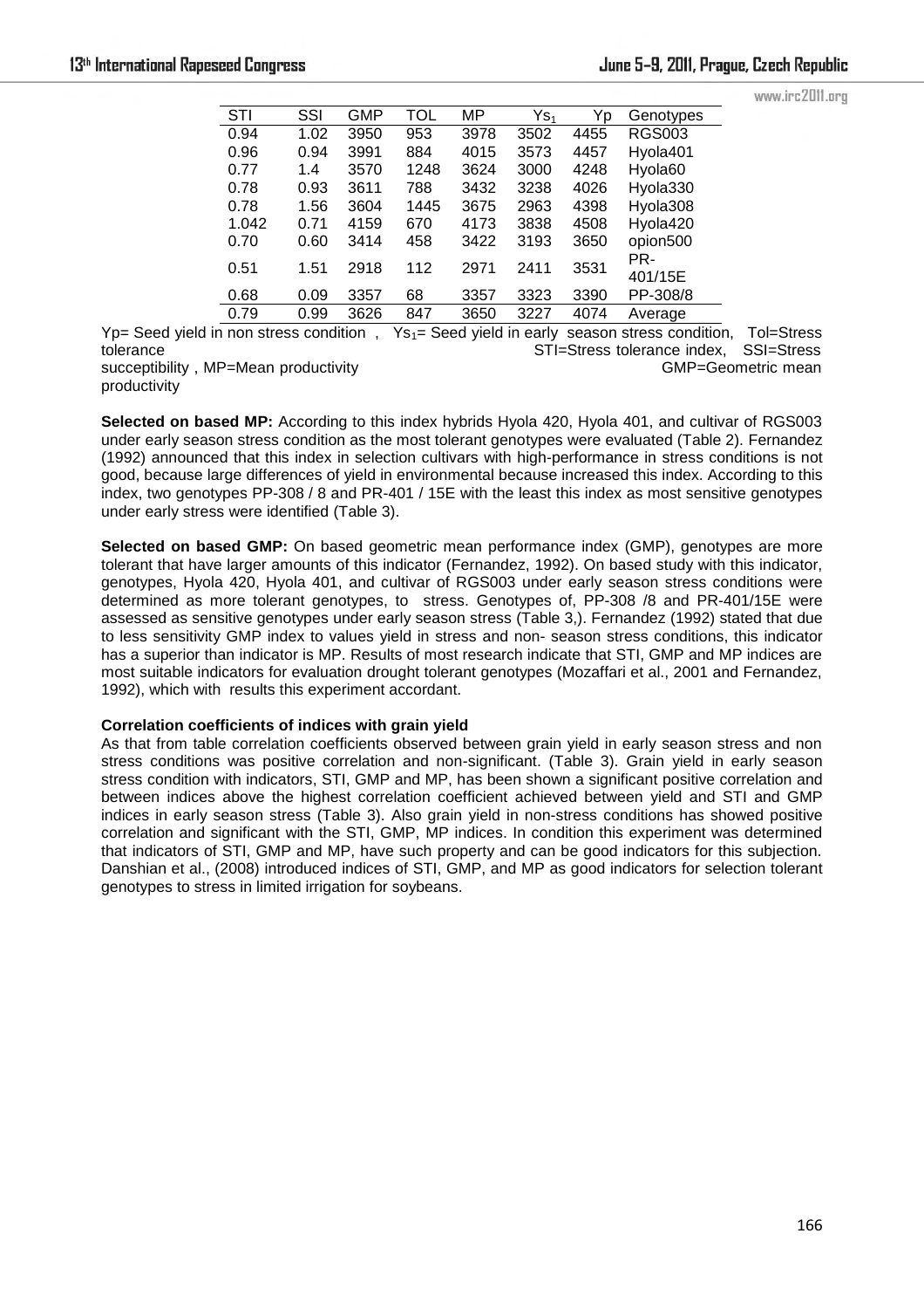| STI | SSI | GMP | TOL | MP | $Ys_1$ | Yp | Genotypes |
|---|---|---|---|---|---|---|---|
| 0.94 | 1.02 | 3950 | 953 | 3978 | 3502 | 4455 | RGS003 |
| 0.96 | 0.94 | 3991 | 884 | 4015 | 3573 | 4457 | Hyola401 |
| 0.77 | 1.4 | 3570 | 1248 | 3624 | 3000 | 4248 | Hyola60 |
| 0.78 | 0.93 | 3611 | 788 | 3432 | 3238 | 4026 | Hyola330 |
| 0.78 | 1.56 | 3604 | 1445 | 3675 | 2963 | 4398 | Hyola308 |
| 1.042 | 0.71 | 4159 | 670 | 4173 | 3838 | 4508 | Hyola420 |
| 0.70 | 0.60 | 3414 | 458 | 3422 | 3193 | 3650 | opion500 |
| 0.51 | 1.51 | 2918 | 112 | 2971 | 2411 | 3531 | PR-401/15E |
| 0.68 | 0.09 | 3357 | 68 | 3357 | 3323 | 3390 | PP-308/8 |
| 0.79 | 0.99 | 3626 | 847 | 3650 | 3227 | 4074 | Average |

Yp= Seed yield in non stress condition , $Ys_1$= Seed yield in early season stress condition, Tol=Stress tolerance STI=Stress tolerance index, SSI=Stress succeptibility , MP=Mean productivity GMP=Geometric mean productivity

**Selected on based MP:** According to this index hybrids Hyola 420, Hyola 401, and cultivar of RGS003 under early season stress condition as the most tolerant genotypes were evaluated (Table 2). Fernandez (1992) announced that this index in selection cultivars with high-performance in stress conditions is not good, because large differences of yield in environmental because increased this index. According to this index, two genotypes PP-308 / 8 and PR-401 / 15E with the least this index as most sensitive genotypes under early stress were identified (Table 3).

**Selected on based GMP:** On based geometric mean performance index (GMP), genotypes are more tolerant that have larger amounts of this indicator (Fernandez, 1992). On based study with this indicator, genotypes, Hyola 420, Hyola 401, and cultivar of RGS003 under early season stress conditions were determined as more tolerant genotypes, to stress. Genotypes of, PP-308 /8 and PR-401/15E were assessed as sensitive genotypes under early season stress (Table 3,). Fernandez (1992) stated that due to less sensitivity GMP index to values yield in stress and non- season stress conditions, this indicator has a superior than indicator is MP. Results of most research indicate that STI, GMP and MP indices are most suitable indicators for evaluation drought tolerant genotypes (Mozaffari et al., 2001 and Fernandez, 1992), which with results this experiment accordant.

**Correlation coefficients of indices with grain yield**

As that from table correlation coefficients observed between grain yield in early season stress and non stress conditions was positive correlation and non-significant. (Table 3). Grain yield in early season stress condition with indicators, STI, GMP and MP, has been shown a significant positive correlation and between indices above the highest correlation coefficient achieved between yield and STI and GMP indices in early season stress (Table 3). Also grain yield in non-stress conditions has showed positive correlation and significant with the STI, GMP, MP indices. In condition this experiment was determined that indicators of STI, GMP and MP, have such property and can be good indicators for this subjection. Danshian et al., (2008) introduced indices of STI, GMP, and MP as good indicators for selection tolerant genotypes to stress in limited irrigation for soybeans.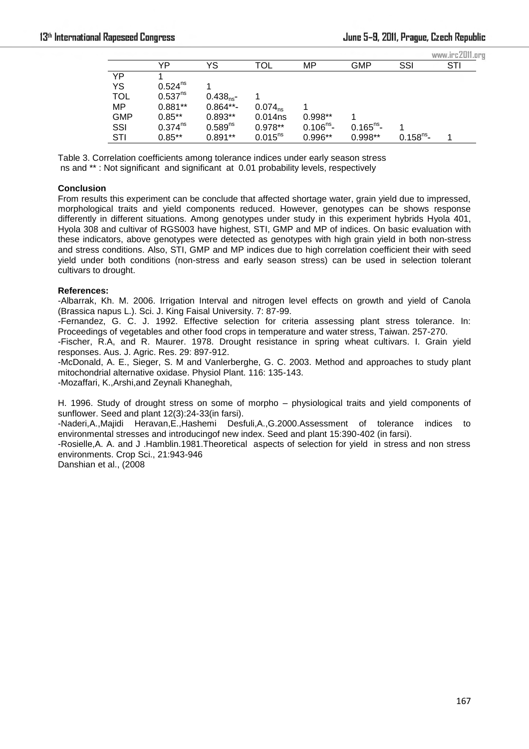| | YP | YS | TOL | MP | GMP | SSI | STI |
|---|---|---|---|---|---|---|---|
| YP | 1 | | | | | | |
| YS | $0.524^{ns}$ | 1 | | | | | |
| TOL | $0.537^{ns}$ | $0.438_{ns}$- | 1 | | | | |
| MP | 0.881** | 0.864**- | $0.074_{ns}$ | 1 | | | |
| GMP | 0.85** | 0.893** | 0.014ns | 0.998** | 1 | | |
| SSI | $0.374^{ns}$ | $0.589^{ns}$ | 0.978** | $0.106^{ns}$- | $0.165^{ns}$- | 1 | |
| STI | 0.85** | 0.891** | $0.015^{ns}$ | 0.996** | 0.998** | $0.158^{ns}$- | 1 |

Table 3. Correlation coefficients among tolerance indices under early season stress
ns and ** : Not significant and significant at 0.01 probability levels, respectively

**Conclusion**

From results this experiment can be conclude that affected shortage water, grain yield due to impressed, morphological traits and yield components reduced. However, genotypes can be shows response differently in different situations. Among genotypes under study in this experiment hybrids Hyola 401, Hyola 308 and cultivar of RGS003 have highest, STI, GMP and MP of indices. On basic evaluation with these indicators, above genotypes were detected as genotypes with high grain yield in both non-stress and stress conditions. Also, STI, GMP and MP indices due to high correlation coefficient their with seed yield under both conditions (non-stress and early season stress) can be used in selection tolerant cultivars to drought.

**References:**

-Albarrak, Kh. M. 2006. Irrigation Interval and nitrogen level effects on growth and yield of Canola (Brassica napus L.). Sci. J. King Faisal University. 7: 87-99.

-Fernandez, G. C. J. 1992. Effective selection for criteria assessing plant stress tolerance. In: Proceedings of vegetables and other food crops in temperature and water stress, Taiwan. 257-270.

-Fischer, R.A, and R. Maurer. 1978. Drought resistance in spring wheat cultivars. I. Grain yield responses. Aus. J. Agric. Res. 29: 897-912.

-McDonald, A. E., Sieger, S. M and Vanlerberghe, G. C. 2003. Method and approaches to study plant mitochondrial alternative oxidase. Physiol Plant. 116: 135-143.

-Mozaffari, K.,Arshi,and Zeynali Khaneghah,

H. 1996. Study of drought stress on some of morpho – physiological traits and yield components of sunflower. Seed and plant 12(3):24-33(in farsi).

-Naderi,A.,Majidi Heravan,E.,Hashemi Desfuli,A.,G.2000.Assessment of tolerance indices to environmental stresses and introducingof new index. Seed and plant 15:390-402 (in farsi).

-Rosielle,A. A. and J .Hamblin.1981.Theoretical aspects of selection for yield in stress and non stress environments. Crop Sci., 21:943-946

Danshian et al., (2008